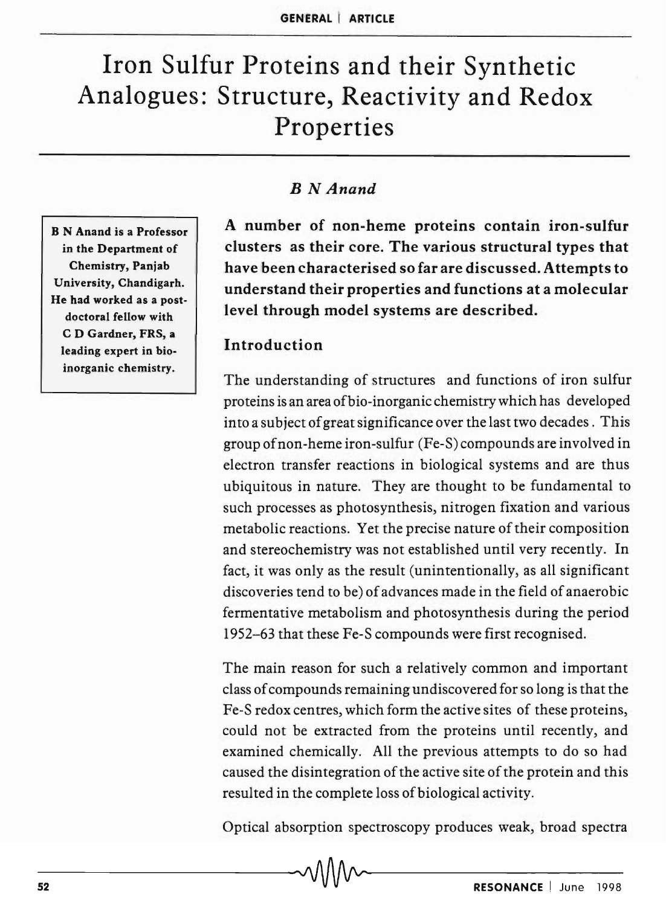GENERAL | ARTICLE

# Iron Sulfur Proteins and their Synthetic Analogues: Structure, Reactivity and Redox Properties

*B N Anand*

B N Anand is a Professor in the Department of Chemistry, Panjab University, Chandigarh. He had worked as a post-doctoral fellow with C D Gardner, FRS, a leading expert in bio-inorganic chemistry.

**A number of non-heme proteins contain iron-sulfur clusters as their core. The various structural types that have been characterised so far are discussed. Attempts to understand their properties and functions at a molecular level through model systems are described.**

## Introduction

The understanding of structures and functions of iron sulfur proteins is an area of bio-inorganic chemistry which has developed into a subject of great significance over the last two decades. This group of non-heme iron-sulfur (Fe-S) compounds are involved in electron transfer reactions in biological systems and are thus ubiquitous in nature. They are thought to be fundamental to such processes as photosynthesis, nitrogen fixation and various metabolic reactions. Yet the precise nature of their composition and stereochemistry was not established until very recently. In fact, it was only as the result (unintentionally, as all significant discoveries tend to be) of advances made in the field of anaerobic fermentative metabolism and photosynthesis during the period 1952–63 that these Fe-S compounds were first recognised.

The main reason for such a relatively common and important class of compounds remaining undiscovered for so long is that the Fe-S redox centres, which form the active sites of these proteins, could not be extracted from the proteins until recently, and examined chemically. All the previous attempts to do so had caused the disintegration of the active site of the protein and this resulted in the complete loss of biological activity.

Optical absorption spectroscopy produces weak, broad spectra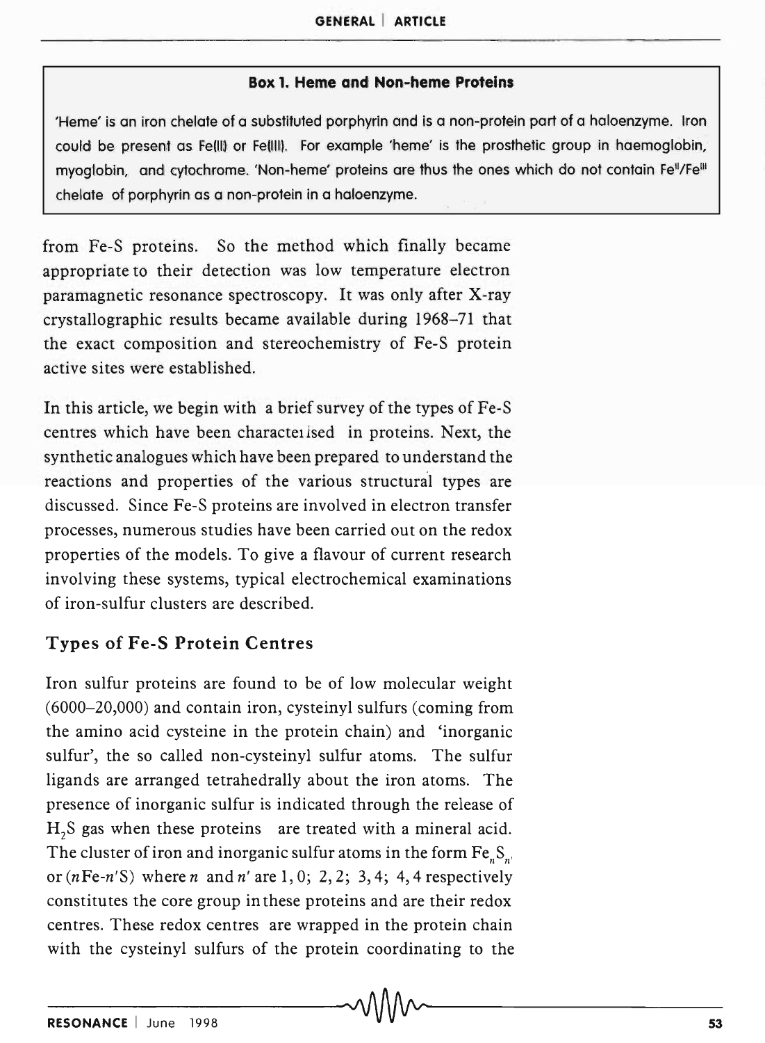**Box 1. Heme and Non-heme Proteins**

'Heme' is an iron chelate of a substituted porphyrin and is a non-protein part of a haloenzyme. Iron could be present as Fe(II) or Fe(III). For example 'heme' is the prosthetic group in haemoglobin, myoglobin, and cytochrome. 'Non-heme' proteins are thus the ones which do not contain $Fe^{II}/Fe^{III}$ chelate of porphyrin as a non-protein in a haloenzyme.

from Fe-S proteins. So the method which finally became appropriate to their detection was low temperature electron paramagnetic resonance spectroscopy. It was only after X-ray crystallographic results became available during 1968–71 that the exact composition and stereochemistry of Fe-S protein active sites were established.

In this article, we begin with a brief survey of the types of Fe-S centres which have been characteıised in proteins. Next, the synthetic analogues which have been prepared to understand the reactions and properties of the various structural types are discussed. Since Fe-S proteins are involved in electron transfer processes, numerous studies have been carried out on the redox properties of the models. To give a flavour of current research involving these systems, typical electrochemical examinations of iron-sulfur clusters are described.

## Types of Fe-S Protein Centres

Iron sulfur proteins are found to be of low molecular weight (6000–20,000) and contain iron, cysteinyl sulfurs (coming from the amino acid cysteine in the protein chain) and 'inorganic sulfur', the so called non-cysteinyl sulfur atoms. The sulfur ligands are arranged tetrahedrally about the iron atoms. The presence of inorganic sulfur is indicated through the release of $H_2S$ gas when these proteins are treated with a mineral acid. The cluster of iron and inorganic sulfur atoms in the form $Fe_nS_{n'}$ or ($n$Fe-$n'$S) where $n$ and $n'$ are 1, 0; 2, 2; 3, 4; 4, 4 respectively constitutes the core group in these proteins and are their redox centres. These redox centres are wrapped in the protein chain with the cysteinyl sulfurs of the protein coordinating to the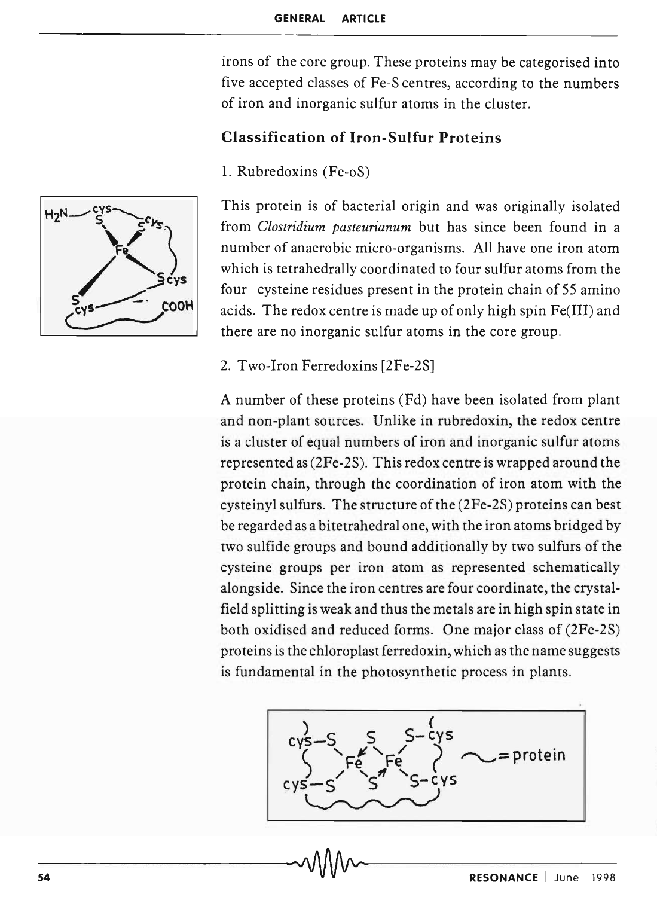irons of the core group. These proteins may be categorised into five accepted classes of Fe-S centres, according to the numbers of iron and inorganic sulfur atoms in the cluster.

## Classification of Iron-Sulfur Proteins

1. Rubredoxins (Fe-oS)

This protein is of bacterial origin and was originally isolated from *Clostridium pasteurianum* but has since been found in a number of anaerobic micro-organisms. All have one iron atom which is tetrahedrally coordinated to four sulfur atoms from the four cysteine residues present in the protein chain of 55 amino acids. The redox centre is made up of only high spin Fe(III) and there are no inorganic sulfur atoms in the core group.

2. Two-Iron Ferredoxins [2Fe-2S]

A number of these proteins (Fd) have been isolated from plant and non-plant sources. Unlike in rubredoxin, the redox centre is a cluster of equal numbers of iron and inorganic sulfur atoms represented as (2Fe-2S). This redox centre is wrapped around the protein chain, through the coordination of iron atom with the cysteinyl sulfurs. The structure of the (2Fe-2S) proteins can best be regarded as a bitetrahedral one, with the iron atoms bridged by two sulfide groups and bound additionally by two sulfurs of the cysteine groups per iron atom as represented schematically alongside. Since the iron centres are four coordinate, the crystal-field splitting is weak and thus the metals are in high spin state in both oxidised and reduced forms. One major class of (2Fe-2S) proteins is the chloroplast ferredoxin, which as the name suggests is fundamental in the photosynthetic process in plants.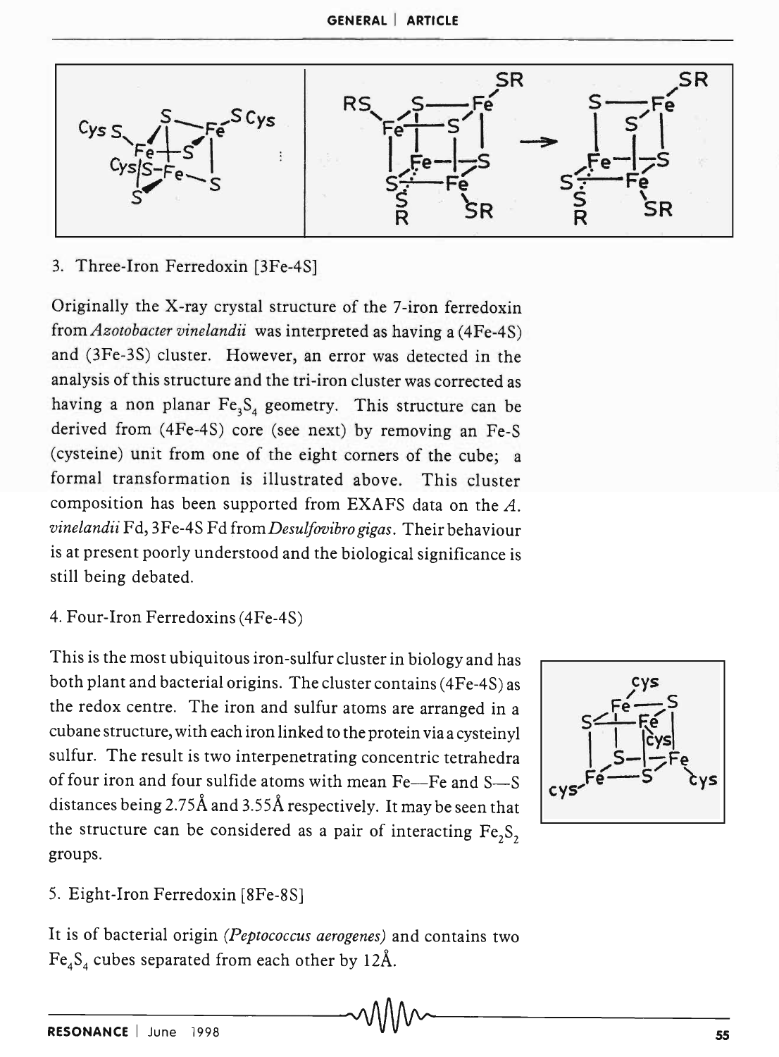3. Three-Iron Ferredoxin [3Fe-4S]

Originally the X-ray crystal structure of the 7-iron ferredoxin from *Azotobacter vinelandii* was interpreted as having a (4Fe-4S) and (3Fe-3S) cluster. However, an error was detected in the analysis of this structure and the tri-iron cluster was corrected as having a non planar $Fe_3S_4$ geometry. This structure can be derived from (4Fe-4S) core (see next) by removing an Fe-S (cysteine) unit from one of the eight corners of the cube; a formal transformation is illustrated above. This cluster composition has been supported from EXAFS data on the *A. vinelandii* Fd, 3Fe-4S Fd from *Desulfovibro gigas*. Their behaviour is at present poorly understood and the biological significance is still being debated.

4. Four-Iron Ferredoxins (4Fe-4S)

This is the most ubiquitous iron-sulfur cluster in biology and has both plant and bacterial origins. The cluster contains (4Fe-4S) as the redox centre. The iron and sulfur atoms are arranged in a cubane structure, with each iron linked to the protein via a cysteinyl sulfur. The result is two interpenetrating concentric tetrahedra of four iron and four sulfide atoms with mean Fe—Fe and S—S distances being 2.75Å and 3.55Å respectively. It may be seen that the structure can be considered as a pair of interacting $Fe_2S_2$ groups.

5. Eight-Iron Ferredoxin [8Fe-8S]

It is of bacterial origin *(Peptococcus aerogenes)* and contains two $Fe_4S_4$ cubes separated from each other by 12Å.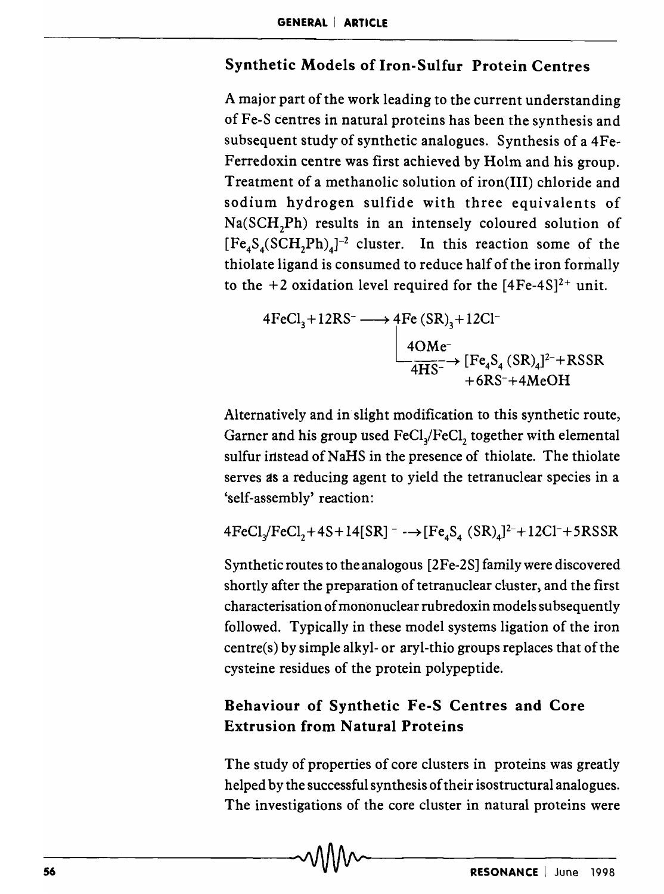## Synthetic Models of Iron-Sulfur Protein Centres

A major part of the work leading to the current understanding of Fe-S centres in natural proteins has been the synthesis and subsequent study of synthetic analogues. Synthesis of a 4Fe-Ferredoxin centre was first achieved by Holm and his group. Treatment of a methanolic solution of iron(III) chloride and sodium hydrogen sulfide with three equivalents of $Na(SCH_2Ph)$ results in an intensely coloured solution of $[Fe_4S_4(SCH_2Ph)_4]^{-2}$ cluster. In this reaction some of the thiolate ligand is consumed to reduce half of the iron formally to the +2 oxidation level required for the $[4Fe\text{-}4S]^{2+}$ unit.

$$4FeCl_3 + 12RS^- \longrightarrow 4Fe(SR)_3 + 12Cl^-$$

$$4Fe(SR)_3 \xrightarrow[4HS^-]{4OMe^-} [Fe_4S_4(SR)_4]^{2-} + RSSR + 6RS^- + 4MeOH$$

Alternatively and in slight modification to this synthetic route, Garner and his group used $FeCl_3/FeCl_2$ together with elemental sulfur instead of NaHS in the presence of thiolate. The thiolate serves as a reducing agent to yield the tetranuclear species in a 'self-assembly' reaction:

$$4FeCl_3/FeCl_2 + 4S + 14[SR]^- \longrightarrow [Fe_4S_4(SR)_4]^{2-} + 12Cl^- + 5RSSR$$

Synthetic routes to the analogous [2Fe-2S] family were discovered shortly after the preparation of tetranuclear cluster, and the first characterisation of mononuclear rubredoxin models subsequently followed. Typically in these model systems ligation of the iron centre(s) by simple alkyl- or aryl-thio groups replaces that of the cysteine residues of the protein polypeptide.

## Behaviour of Synthetic Fe-S Centres and Core Extrusion from Natural Proteins

The study of properties of core clusters in proteins was greatly helped by the successful synthesis of their isostructural analogues. The investigations of the core cluster in natural proteins were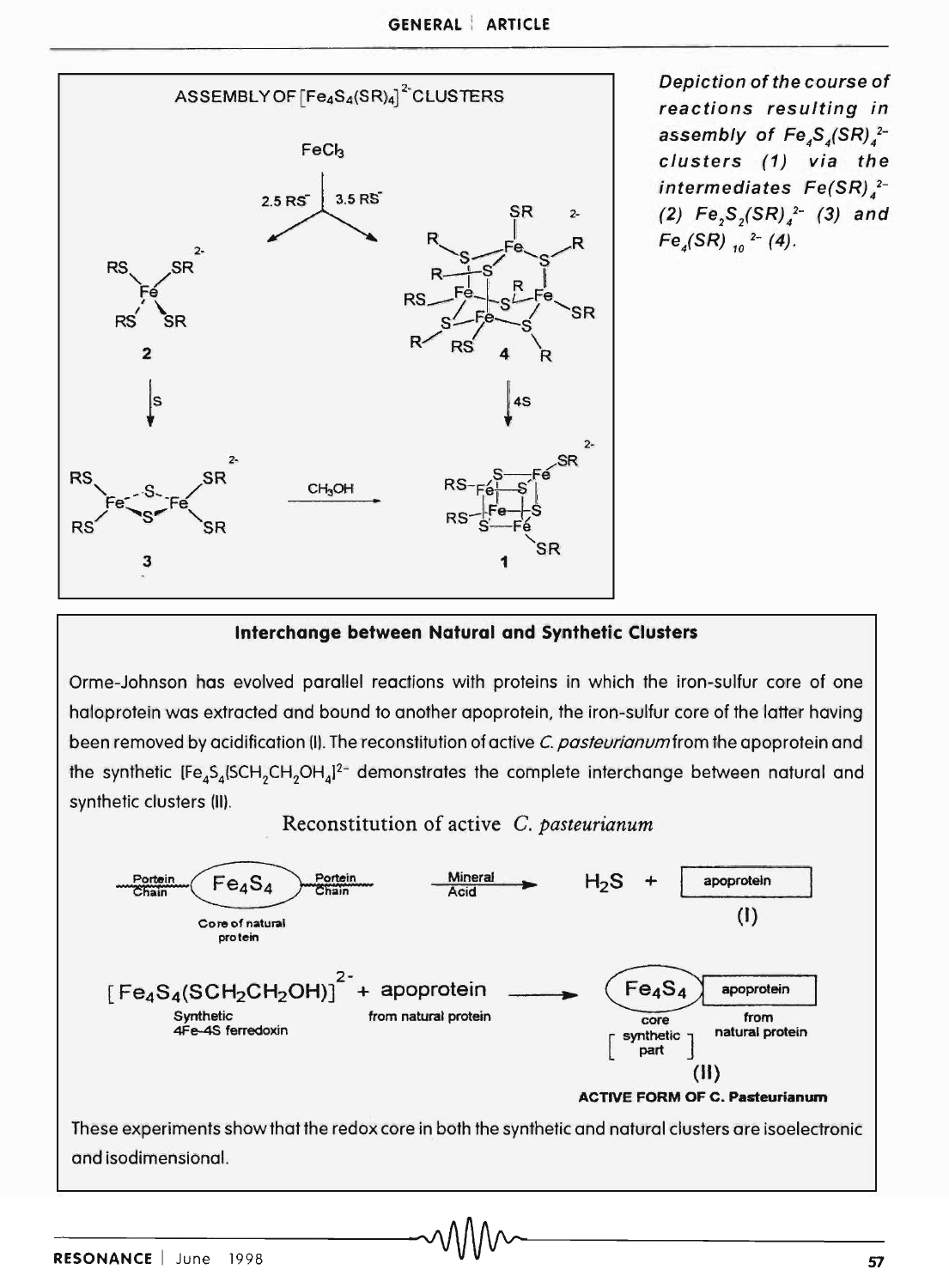### ASSEMBLY OF $[Fe_4S_4(SR)_4]^{2-}$ CLUSTERS

$FeCl_3$ — 2.5 $RS^-$ → **2** $Fe(SR)_4^{2-}$; 3.5 $RS^-$ → **4**

**2** —S→ **3** —$CH_3OH$→ **1**

**4** —4S→ **1**

*Depiction of the course of reactions resulting in assembly of $Fe_4S_4(SR)_4^{2-}$ clusters (1) via the intermediates $Fe(SR)_4^{2-}$ (2) $Fe_2S_2(SR)_4^{2-}$ (3) and $Fe_4(SR)_{10}^{2-}$ (4).*

---

**Interchange between Natural and Synthetic Clusters**

Orme-Johnson has evolved parallel reactions with proteins in which the iron-sulfur core of one haloprotein was extracted and bound to another apoprotein, the iron-sulfur core of the latter having been removed by acidification (I). The reconstitution of active *C. pasteurianum* from the apoprotein and the synthetic $[Fe_4S_4(SCH_2CH_2OH)_4]^{2-}$ demonstrates the complete interchange between natural and synthetic clusters (II).

Reconstitution of active *C. pasteurianum*

Portein Chain — $Fe_4S_4$ — Portein Chain (Core of natural protein) $\xrightarrow{\text{Mineral Acid}}$ $H_2S$ + apoprotein **(I)**

$[Fe_4S_4(SCH_2CH_2OH)]^{2-}$ (Synthetic 4Fe-4S ferredoxin) + apoprotein (from natural protein) ⟶ $Fe_4S_4$ core [synthetic part] – apoprotein (from natural protein) **(II)**

**ACTIVE FORM OF C. Pasteurianum**

These experiments show that the redox core in both the synthetic and natural clusters are isoelectronic and isodimensional.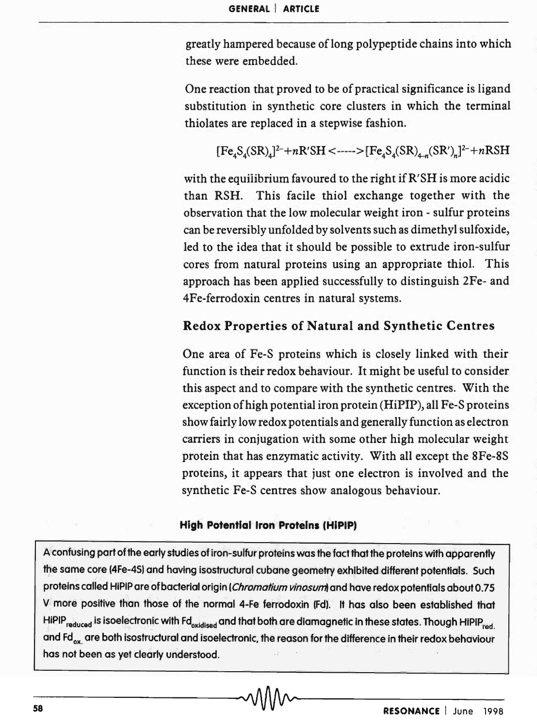greatly hampered because of long polypeptide chains into which these were embedded.

One reaction that proved to be of practical significance is ligand substitution in synthetic core clusters in which the terminal thiolates are replaced in a stepwise fashion.

$$[Fe_4S_4(SR)_4]^{2-} + nR'SH \longleftrightarrow [Fe_4S_4(SR)_{4-n}(SR')_n]^{2-} + nRSH$$

with the equilibrium favoured to the right if R'SH is more acidic than RSH. This facile thiol exchange together with the observation that the low molecular weight iron - sulfur proteins can be reversibly unfolded by solvents such as dimethyl sulfoxide, led to the idea that it should be possible to extrude iron-sulfur cores from natural proteins using an appropriate thiol. This approach has been applied successfully to distinguish 2Fe- and 4Fe-ferrodoxin centres in natural systems.

## Redox Properties of Natural and Synthetic Centres

One area of Fe-S proteins which is closely linked with their function is their redox behaviour. It might be useful to consider this aspect and to compare with the synthetic centres. With the exception of high potential iron protein (HiPIP), all Fe-S proteins show fairly low redox potentials and generally function as electron carriers in conjugation with some other high molecular weight protein that has enzymatic activity. With all except the 8Fe-8S proteins, it appears that just one electron is involved and the synthetic Fe-S centres show analogous behaviour.

### High Potential Iron Proteins (HiPIP)

A confusing part of the early studies of iron-sulfur proteins was the fact that the proteins with apparently the same core (4Fe-4S) and having isostructural cubane geometry exhibited different potentials. Such proteins called HiPIP are of bacterial origin (*Chromatium vinosum*) and have redox potentials about 0.75 V more positive than those of the normal 4-Fe ferrodoxin (Fd). It has also been established that $HiPIP_{reduced}$ is isoelectronic with $Fd_{oxidised}$ and that both are diamagnetic in these states. Though $HiPIP_{red.}$ and $Fd_{ox.}$ are both isostructural and isoelectronic, the reason for the difference in their redox behaviour has not been as yet clearly understood.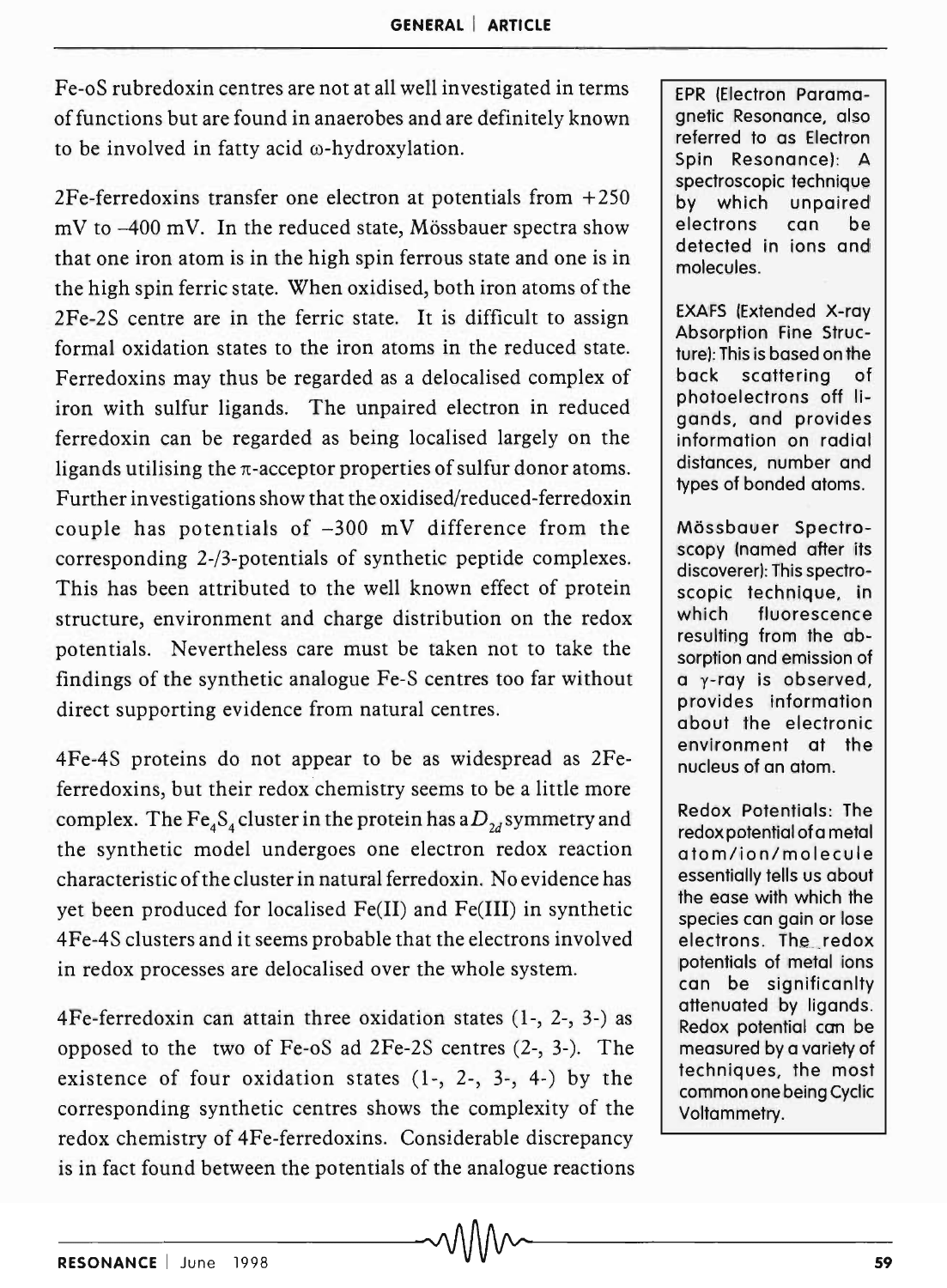Fe-oS rubredoxin centres are not at all well investigated in terms of functions but are found in anaerobes and are definitely known to be involved in fatty acid ω-hydroxylation.

2Fe-ferredoxins transfer one electron at potentials from +250 mV to –400 mV. In the reduced state, Mössbauer spectra show that one iron atom is in the high spin ferrous state and one is in the high spin ferric state. When oxidised, both iron atoms of the 2Fe-2S centre are in the ferric state. It is difficult to assign formal oxidation states to the iron atoms in the reduced state. Ferredoxins may thus be regarded as a delocalised complex of iron with sulfur ligands. The unpaired electron in reduced ferredoxin can be regarded as being localised largely on the ligands utilising the π-acceptor properties of sulfur donor atoms. Further investigations show that the oxidised/reduced-ferredoxin couple has potentials of –300 mV difference from the corresponding 2-/3-potentials of synthetic peptide complexes. This has been attributed to the well known effect of protein structure, environment and charge distribution on the redox potentials. Nevertheless care must be taken not to take the findings of the synthetic analogue Fe-S centres too far without direct supporting evidence from natural centres.

4Fe-4S proteins do not appear to be as widespread as 2Fe-ferredoxins, but their redox chemistry seems to be a little more complex. The $Fe_4S_4$ cluster in the protein has a $D_{2d}$ symmetry and the synthetic model undergoes one electron redox reaction characteristic of the cluster in natural ferredoxin. No evidence has yet been produced for localised Fe(II) and Fe(III) in synthetic 4Fe-4S clusters and it seems probable that the electrons involved in redox processes are delocalised over the whole system.

4Fe-ferredoxin can attain three oxidation states (1-, 2-, 3-) as opposed to the two of Fe-oS ad 2Fe-2S centres (2-, 3-). The existence of four oxidation states (1-, 2-, 3-, 4-) by the corresponding synthetic centres shows the complexity of the redox chemistry of 4Fe-ferredoxins. Considerable discrepancy is in fact found between the potentials of the analogue reactions

> **EPR** (Electron Paramagnetic Resonance, also referred to as Electron Spin Resonance): A spectroscopic technique by which unpaired electrons can be detected in ions and molecules.
>
> **EXAFS** (Extended X-ray Absorption Fine Structure): This is based on the back scattering of photoelectrons off ligands, and provides information on radial distances, number and types of bonded atoms.
>
> **Mössbauer Spectroscopy** (named after its discoverer): This spectroscopic technique, in which fluorescence resulting from the absorption and emission of a γ-ray is observed, provides information about the electronic environment at the nucleus of an atom.
>
> **Redox Potentials**: The redox potential of a metal atom/ion/molecule essentially tells us about the ease with which the species can gain or lose electrons. The redox potentials of metal ions can be significanlty attenuated by ligands. Redox potential can be measured by a variety of techniques, the most common one being Cyclic Voltammetry.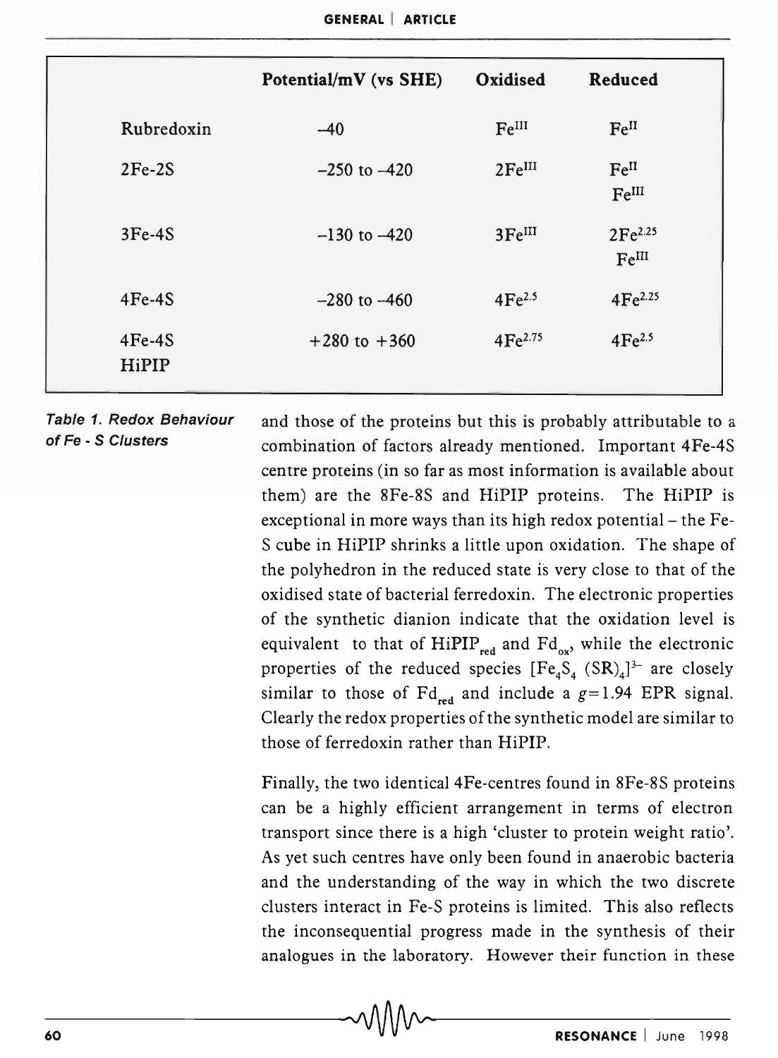| | Potential/mV (vs SHE) | Oxidised | Reduced |
|---|---|---|---|
| Rubredoxin | –40 | $Fe^{III}$ | $Fe^{II}$ |
| 2Fe-2S | –250 to –420 | $2Fe^{III}$ | $Fe^{II}$ $Fe^{III}$ |
| 3Fe-4S | –130 to –420 | $3Fe^{III}$ | $2Fe^{2.25}$ $Fe^{III}$ |
| 4Fe-4S | –280 to –460 | $4Fe^{2.5}$ | $4Fe^{2.25}$ |
| 4Fe-4S HiPIP | +280 to +360 | $4Fe^{2.75}$ | $4Fe^{2.5}$ |

*Table 1. Redox Behaviour of Fe - S Clusters*

and those of the proteins but this is probably attributable to a combination of factors already mentioned. Important 4Fe-4S centre proteins (in so far as most information is available about them) are the 8Fe-8S and HiPIP proteins. The HiPIP is exceptional in more ways than its high redox potential – the Fe-S cube in HiPIP shrinks a little upon oxidation. The shape of the polyhedron in the reduced state is very close to that of the oxidised state of bacterial ferredoxin. The electronic properties of the synthetic dianion indicate that the oxidation level is equivalent to that of $HiPIP_{red}$ and $Fd_{ox}$, while the electronic properties of the reduced species $[Fe_4S_4(SR)_4]^{3-}$ are closely similar to those of $Fd_{red}$ and include a $g = 1.94$ EPR signal. Clearly the redox properties of the synthetic model are similar to those of ferredoxin rather than HiPIP.

Finally, the two identical 4Fe-centres found in 8Fe-8S proteins can be a highly efficient arrangement in terms of electron transport since there is a high 'cluster to protein weight ratio'. As yet such centres have only been found in anaerobic bacteria and the understanding of the way in which the two discrete clusters interact in Fe-S proteins is limited. This also reflects the inconsequential progress made in the synthesis of their analogues in the laboratory. However their function in these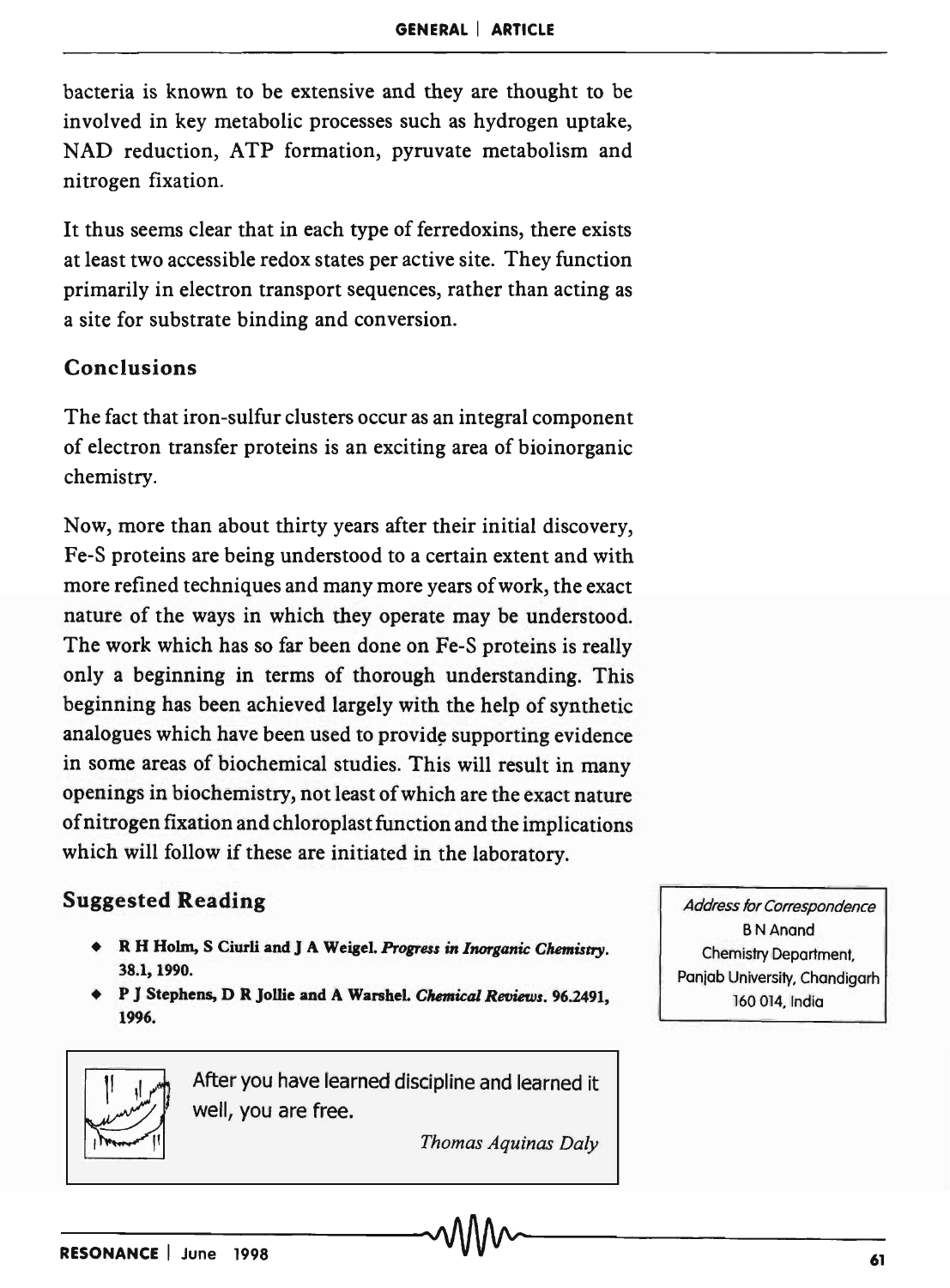bacteria is known to be extensive and they are thought to be involved in key metabolic processes such as hydrogen uptake, NAD reduction, ATP formation, pyruvate metabolism and nitrogen fixation.

It thus seems clear that in each type of ferredoxins, there exists at least two accessible redox states per active site. They function primarily in electron transport sequences, rather than acting as a site for substrate binding and conversion.

## Conclusions

The fact that iron-sulfur clusters occur as an integral component of electron transfer proteins is an exciting area of bioinorganic chemistry.

Now, more than about thirty years after their initial discovery, Fe-S proteins are being understood to a certain extent and with more refined techniques and many more years of work, the exact nature of the ways in which they operate may be understood. The work which has so far been done on Fe-S proteins is really only a beginning in terms of thorough understanding. This beginning has been achieved largely with the help of synthetic analogues which have been used to provide supporting evidence in some areas of biochemical studies. This will result in many openings in biochemistry, not least of which are the exact nature of nitrogen fixation and chloroplast function and the implications which will follow if these are initiated in the laboratory.

## Suggested Reading

- **R H Holm, S Ciurli and J A Weigel.** ***Progress in Inorganic Chemistry.*** **38.1, 1990.**
- **P J Stephens, D R Jollie and A Warshel.** ***Chemical Reviews.*** **96.2491, 1996.**

*Address for Correspondence*
B N Anand
Chemistry Department,
Panjab University, Chandigarh
160 014, India

After you have learned discipline and learned it well, you are free.

*Thomas Aquinas Daly*